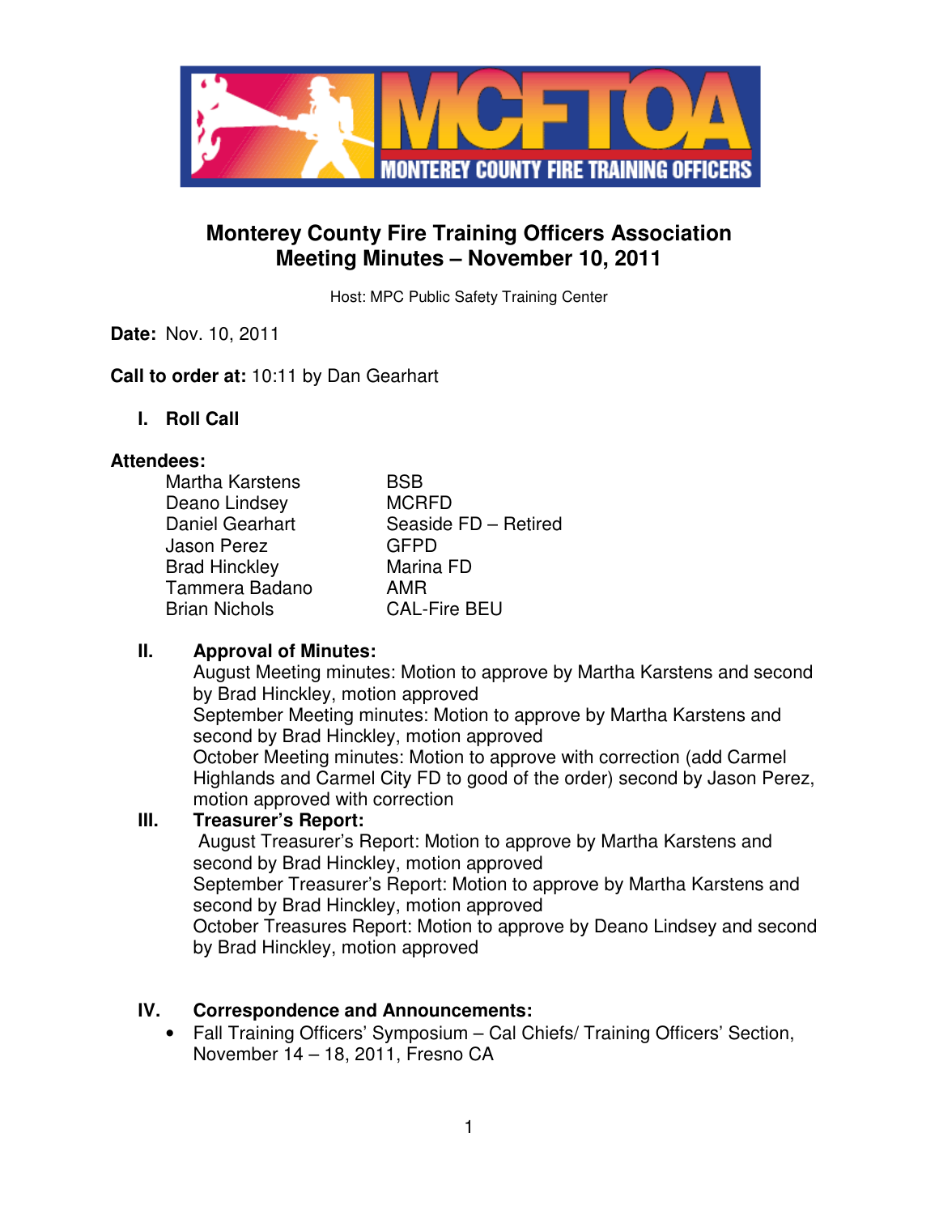# Monterey County Fire Training Officers Association
## Meeting Minutes – November 10, 2011

Host: MPC Public Safety Training Center

**Date:** Nov. 10, 2011

**Call to order at:** 10:11 by Dan Gearhart

**I. Roll Call**

**Attendees:**

| | |
|---|---|
| Martha Karstens | BSB |
| Deano Lindsey | MCRFD |
| Daniel Gearhart | Seaside FD – Retired |
| Jason Perez | GFPD |
| Brad Hinckley | Marina FD |
| Tammera Badano | AMR |
| Brian Nichols | CAL-Fire BEU |

**II. Approval of Minutes:**

August Meeting minutes: Motion to approve by Martha Karstens and second by Brad Hinckley, motion approved

September Meeting minutes: Motion to approve by Martha Karstens and second by Brad Hinckley, motion approved

October Meeting minutes: Motion to approve with correction (add Carmel Highlands and Carmel City FD to good of the order) second by Jason Perez, motion approved with correction

**III. Treasurer's Report:**

August Treasurer's Report: Motion to approve by Martha Karstens and second by Brad Hinckley, motion approved

September Treasurer's Report: Motion to approve by Martha Karstens and second by Brad Hinckley, motion approved

October Treasures Report: Motion to approve by Deano Lindsey and second by Brad Hinckley, motion approved

**IV. Correspondence and Announcements:**

- Fall Training Officers' Symposium – Cal Chiefs/ Training Officers' Section, November 14 – 18, 2011, Fresno CA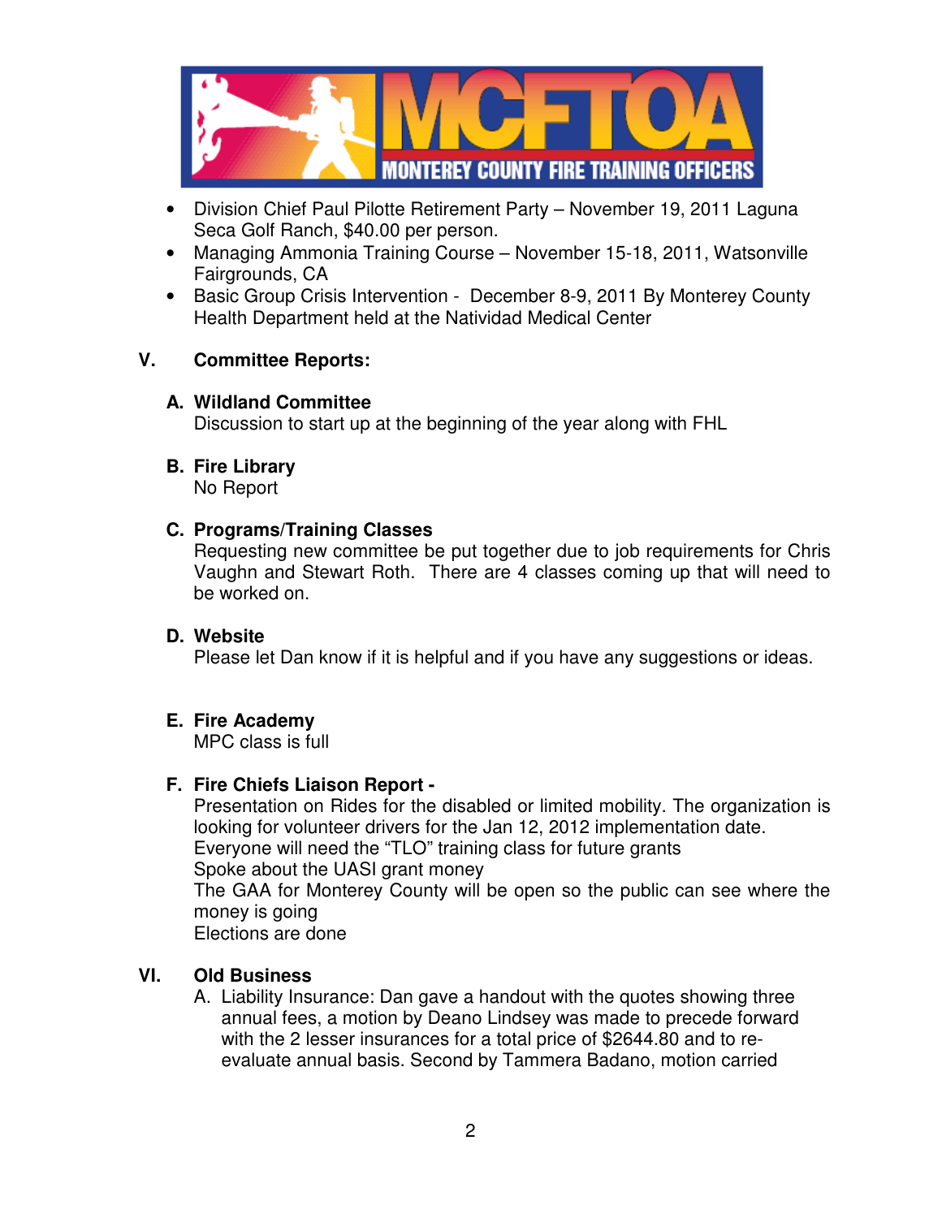- Division Chief Paul Pilotte Retirement Party – November 19, 2011 Laguna Seca Golf Ranch, $40.00 per person.
- Managing Ammonia Training Course – November 15-18, 2011, Watsonville Fairgrounds, CA
- Basic Group Crisis Intervention - December 8-9, 2011 By Monterey County Health Department held at the Natividad Medical Center

## V. Committee Reports:

### A. Wildland Committee

Discussion to start up at the beginning of the year along with FHL

### B. Fire Library

No Report

### C. Programs/Training Classes

Requesting new committee be put together due to job requirements for Chris Vaughn and Stewart Roth. There are 4 classes coming up that will need to be worked on.

### D. Website

Please let Dan know if it is helpful and if you have any suggestions or ideas.

### E. Fire Academy

MPC class is full

### F. Fire Chiefs Liaison Report -

Presentation on Rides for the disabled or limited mobility. The organization is looking for volunteer drivers for the Jan 12, 2012 implementation date.
Everyone will need the "TLO" training class for future grants
Spoke about the UASI grant money
The GAA for Monterey County will be open so the public can see where the money is going
Elections are done

## VI. Old Business

A. Liability Insurance: Dan gave a handout with the quotes showing three annual fees, a motion by Deano Lindsey was made to precede forward with the 2 lesser insurances for a total price of $2644.80 and to re-evaluate annual basis. Second by Tammera Badano, motion carried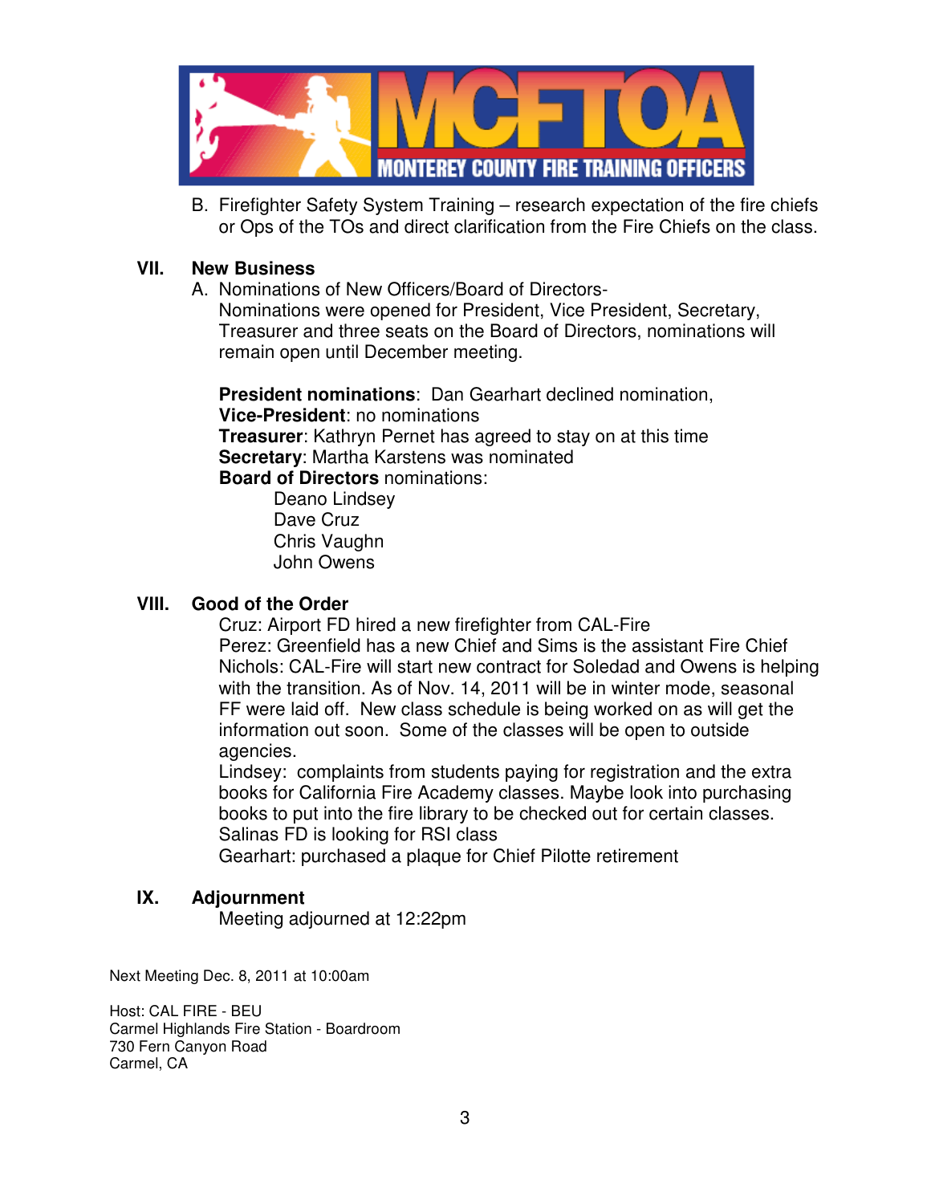B. Firefighter Safety System Training – research expectation of the fire chiefs or Ops of the TOs and direct clarification from the Fire Chiefs on the class.

## VII. New Business

A. Nominations of New Officers/Board of Directors-
Nominations were opened for President, Vice President, Secretary, Treasurer and three seats on the Board of Directors, nominations will remain open until December meeting.

**President nominations**: Dan Gearhart declined nomination,
**Vice-President**: no nominations
**Treasurer**: Kathryn Pernet has agreed to stay on at this time
**Secretary**: Martha Karstens was nominated
**Board of Directors** nominations:

- Deano Lindsey
- Dave Cruz
- Chris Vaughn
- John Owens

## VIII. Good of the Order

Cruz: Airport FD hired a new firefighter from CAL-Fire
Perez: Greenfield has a new Chief and Sims is the assistant Fire Chief
Nichols: CAL-Fire will start new contract for Soledad and Owens is helping with the transition. As of Nov. 14, 2011 will be in winter mode, seasonal FF were laid off. New class schedule is being worked on as will get the information out soon. Some of the classes will be open to outside agencies.
Lindsey: complaints from students paying for registration and the extra books for California Fire Academy classes. Maybe look into purchasing books to put into the fire library to be checked out for certain classes.
Salinas FD is looking for RSI class
Gearhart: purchased a plaque for Chief Pilotte retirement

## IX. Adjournment

Meeting adjourned at 12:22pm

Next Meeting Dec. 8, 2011 at 10:00am

Host: CAL FIRE - BEU
Carmel Highlands Fire Station - Boardroom
730 Fern Canyon Road
Carmel, CA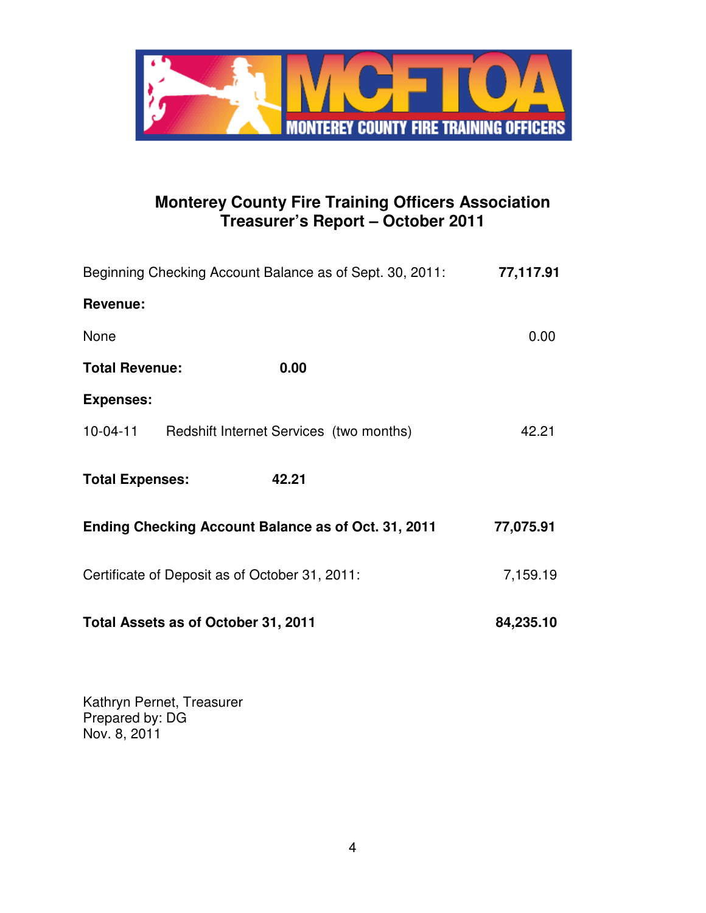MCFTOA
MONTEREY COUNTY FIRE TRAINING OFFICERS

## Monterey County Fire Training Officers Association
## Treasurer's Report – October 2011

Beginning Checking Account Balance as of Sept. 30, 2011: **77,117.91**

**Revenue:**

None 0.00

**Total Revenue: 0.00**

**Expenses:**

10-04-11 Redshift Internet Services (two months) 42.21

**Total Expenses: 42.21**

**Ending Checking Account Balance as of Oct. 31, 2011 77,075.91**

Certificate of Deposit as of October 31, 2011: 7,159.19

**Total Assets as of October 31, 2011 84,235.10**

Kathryn Pernet, Treasurer
Prepared by: DG
Nov. 8, 2011